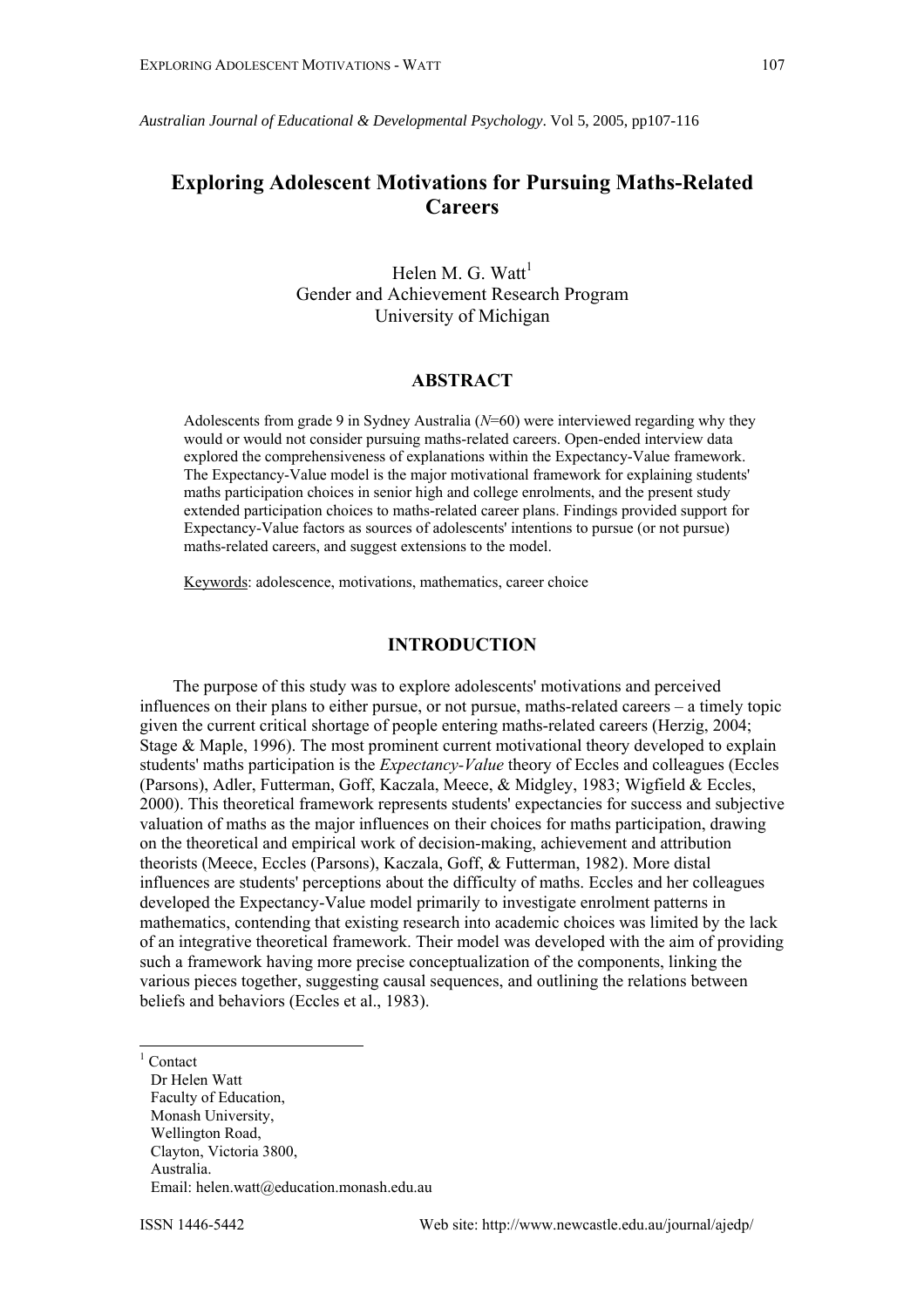*Australian Journal of Educational & Developmental Psychology*. Vol 5, 2005, pp107-116

# Exploring Adolescent Motivations for Pursuing Maths-Related Careers

Helen M. G. Watt[1]
Gender and Achievement Research Program
University of Michigan

## ABSTRACT

Adolescents from grade 9 in Sydney Australia (*N*=60) were interviewed regarding why they would or would not consider pursuing maths-related careers. Open-ended interview data explored the comprehensiveness of explanations within the Expectancy-Value framework. The Expectancy-Value model is the major motivational framework for explaining students' maths participation choices in senior high and college enrolments, and the present study extended participation choices to maths-related career plans. Findings provided support for Expectancy-Value factors as sources of adolescents' intentions to pursue (or not pursue) maths-related careers, and suggest extensions to the model.

Keywords: adolescence, motivations, mathematics, career choice

## INTRODUCTION

The purpose of this study was to explore adolescents' motivations and perceived influences on their plans to either pursue, or not pursue, maths-related careers – a timely topic given the current critical shortage of people entering maths-related careers (Herzig, 2004; Stage & Maple, 1996). The most prominent current motivational theory developed to explain students' maths participation is the *Expectancy-Value* theory of Eccles and colleagues (Eccles (Parsons), Adler, Futterman, Goff, Kaczala, Meece, & Midgley, 1983; Wigfield & Eccles, 2000). This theoretical framework represents students' expectancies for success and subjective valuation of maths as the major influences on their choices for maths participation, drawing on the theoretical and empirical work of decision-making, achievement and attribution theorists (Meece, Eccles (Parsons), Kaczala, Goff, & Futterman, 1982). More distal influences are students' perceptions about the difficulty of maths. Eccles and her colleagues developed the Expectancy-Value model primarily to investigate enrolment patterns in mathematics, contending that existing research into academic choices was limited by the lack of an integrative theoretical framework. Their model was developed with the aim of providing such a framework having more precise conceptualization of the components, linking the various pieces together, suggesting causal sequences, and outlining the relations between beliefs and behaviors (Eccles et al., 1983).

[1] Contact
Dr Helen Watt
Faculty of Education,
Monash University,
Wellington Road,
Clayton, Victoria 3800,
Australia.
Email: helen.watt@education.monash.edu.au

ISSN 1446-5442 Web site: http://www.newcastle.edu.au/journal/ajedp/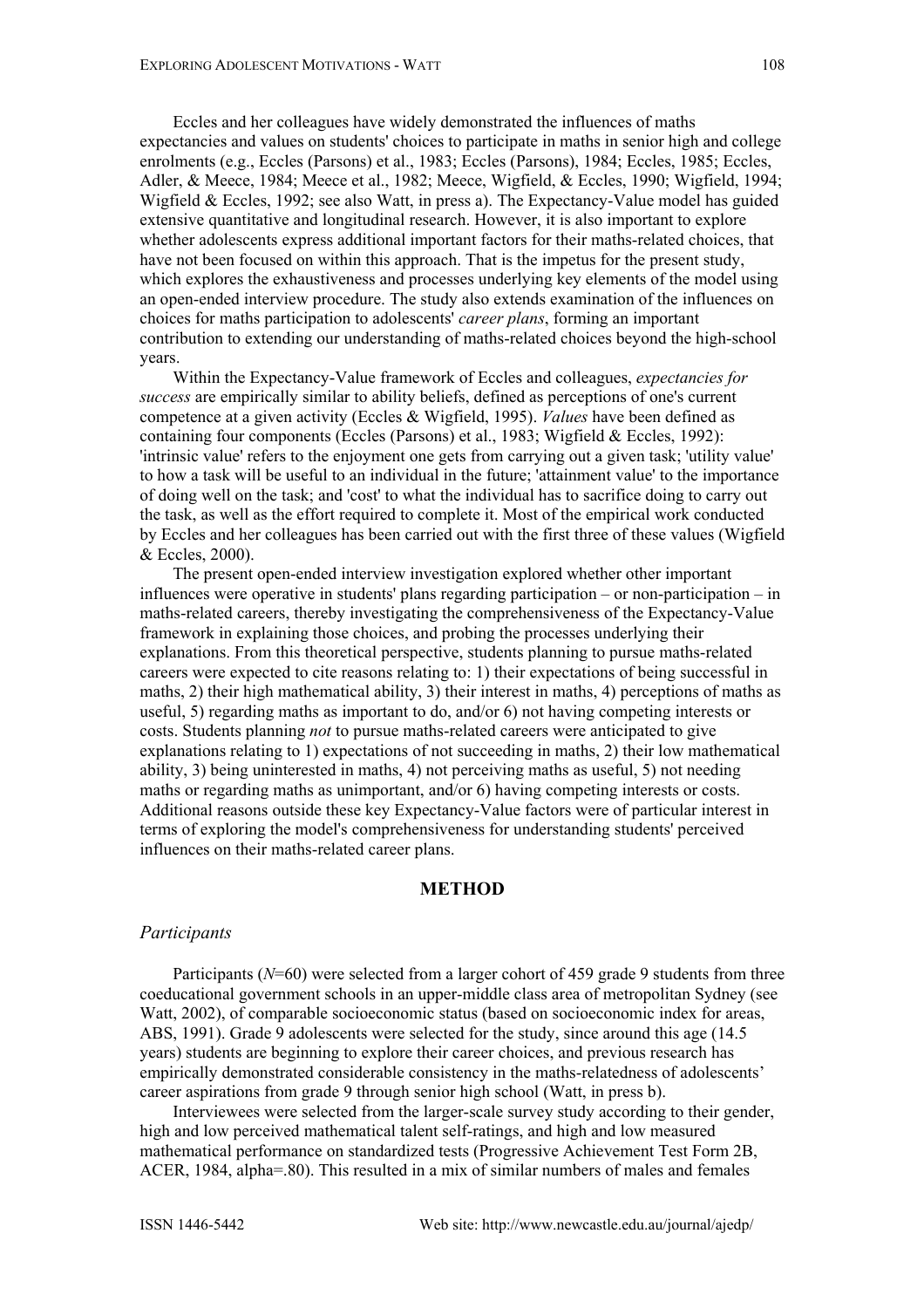Eccles and her colleagues have widely demonstrated the influences of maths expectancies and values on students' choices to participate in maths in senior high and college enrolments (e.g., Eccles (Parsons) et al., 1983; Eccles (Parsons), 1984; Eccles, 1985; Eccles, Adler, & Meece, 1984; Meece et al., 1982; Meece, Wigfield, & Eccles, 1990; Wigfield, 1994; Wigfield & Eccles, 1992; see also Watt, in press a). The Expectancy-Value model has guided extensive quantitative and longitudinal research. However, it is also important to explore whether adolescents express additional important factors for their maths-related choices, that have not been focused on within this approach. That is the impetus for the present study, which explores the exhaustiveness and processes underlying key elements of the model using an open-ended interview procedure. The study also extends examination of the influences on choices for maths participation to adolescents' *career plans*, forming an important contribution to extending our understanding of maths-related choices beyond the high-school years.

Within the Expectancy-Value framework of Eccles and colleagues, *expectancies for success* are empirically similar to ability beliefs, defined as perceptions of one's current competence at a given activity (Eccles & Wigfield, 1995). *Values* have been defined as containing four components (Eccles (Parsons) et al., 1983; Wigfield & Eccles, 1992): 'intrinsic value' refers to the enjoyment one gets from carrying out a given task; 'utility value' to how a task will be useful to an individual in the future; 'attainment value' to the importance of doing well on the task; and 'cost' to what the individual has to sacrifice doing to carry out the task, as well as the effort required to complete it. Most of the empirical work conducted by Eccles and her colleagues has been carried out with the first three of these values (Wigfield & Eccles, 2000).

The present open-ended interview investigation explored whether other important influences were operative in students' plans regarding participation – or non-participation – in maths-related careers, thereby investigating the comprehensiveness of the Expectancy-Value framework in explaining those choices, and probing the processes underlying their explanations. From this theoretical perspective, students planning to pursue maths-related careers were expected to cite reasons relating to: 1) their expectations of being successful in maths, 2) their high mathematical ability, 3) their interest in maths, 4) perceptions of maths as useful, 5) regarding maths as important to do, and/or 6) not having competing interests or costs. Students planning *not* to pursue maths-related careers were anticipated to give explanations relating to 1) expectations of not succeeding in maths, 2) their low mathematical ability, 3) being uninterested in maths, 4) not perceiving maths as useful, 5) not needing maths or regarding maths as unimportant, and/or 6) having competing interests or costs. Additional reasons outside these key Expectancy-Value factors were of particular interest in terms of exploring the model's comprehensiveness for understanding students' perceived influences on their maths-related career plans.

## METHOD

### *Participants*

Participants (*N*=60) were selected from a larger cohort of 459 grade 9 students from three coeducational government schools in an upper-middle class area of metropolitan Sydney (see Watt, 2002), of comparable socioeconomic status (based on socioeconomic index for areas, ABS, 1991). Grade 9 adolescents were selected for the study, since around this age (14.5 years) students are beginning to explore their career choices, and previous research has empirically demonstrated considerable consistency in the maths-relatedness of adolescents' career aspirations from grade 9 through senior high school (Watt, in press b).

Interviewees were selected from the larger-scale survey study according to their gender, high and low perceived mathematical talent self-ratings, and high and low measured mathematical performance on standardized tests (Progressive Achievement Test Form 2B, ACER, 1984, alpha=.80). This resulted in a mix of similar numbers of males and females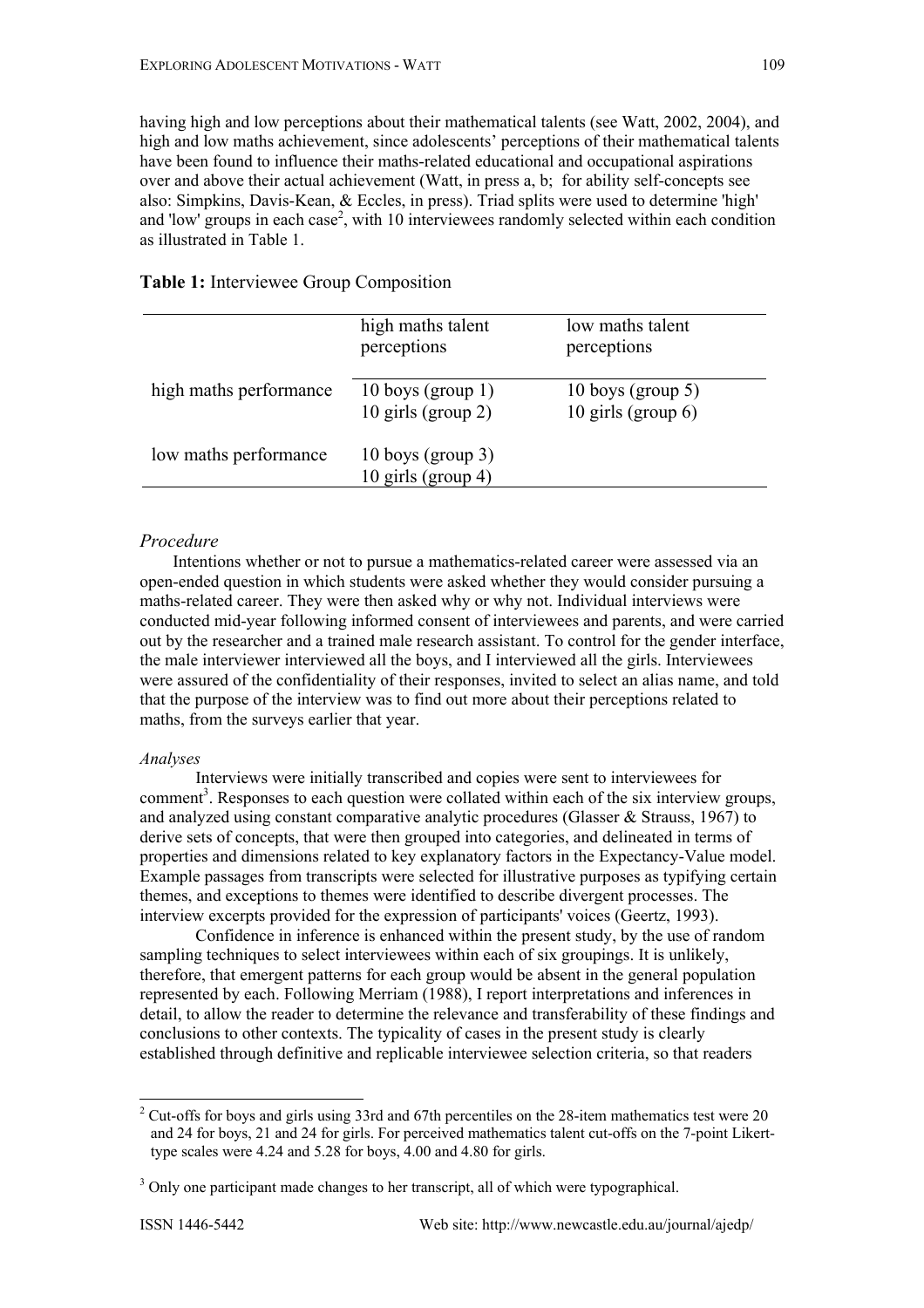having high and low perceptions about their mathematical talents (see Watt, 2002, 2004), and high and low maths achievement, since adolescents' perceptions of their mathematical talents have been found to influence their maths-related educational and occupational aspirations over and above their actual achievement (Watt, in press a, b; for ability self-concepts see also: Simpkins, Davis-Kean, & Eccles, in press). Triad splits were used to determine 'high' and 'low' groups in each case[2], with 10 interviewees randomly selected within each condition as illustrated in Table 1.

**Table 1:** Interviewee Group Composition

| | high maths talent perceptions | low maths talent perceptions |
|---|---|---|
| high maths performance | 10 boys (group 1)<br>10 girls (group 2) | 10 boys (group 5)<br>10 girls (group 6) |
| low maths performance | 10 boys (group 3)<br>10 girls (group 4) | |

*Procedure*

Intentions whether or not to pursue a mathematics-related career were assessed via an open-ended question in which students were asked whether they would consider pursuing a maths-related career. They were then asked why or why not. Individual interviews were conducted mid-year following informed consent of interviewees and parents, and were carried out by the researcher and a trained male research assistant. To control for the gender interface, the male interviewer interviewed all the boys, and I interviewed all the girls. Interviewees were assured of the confidentiality of their responses, invited to select an alias name, and told that the purpose of the interview was to find out more about their perceptions related to maths, from the surveys earlier that year.

*Analyses*

Interviews were initially transcribed and copies were sent to interviewees for comment[3]. Responses to each question were collated within each of the six interview groups, and analyzed using constant comparative analytic procedures (Glasser & Strauss, 1967) to derive sets of concepts, that were then grouped into categories, and delineated in terms of properties and dimensions related to key explanatory factors in the Expectancy-Value model. Example passages from transcripts were selected for illustrative purposes as typifying certain themes, and exceptions to themes were identified to describe divergent processes. The interview excerpts provided for the expression of participants' voices (Geertz, 1993).

Confidence in inference is enhanced within the present study, by the use of random sampling techniques to select interviewees within each of six groupings. It is unlikely, therefore, that emergent patterns for each group would be absent in the general population represented by each. Following Merriam (1988), I report interpretations and inferences in detail, to allow the reader to determine the relevance and transferability of these findings and conclusions to other contexts. The typicality of cases in the present study is clearly established through definitive and replicable interviewee selection criteria, so that readers

[2] Cut-offs for boys and girls using 33rd and 67th percentiles on the 28-item mathematics test were 20 and 24 for boys, 21 and 24 for girls. For perceived mathematics talent cut-offs on the 7-point Likert-type scales were 4.24 and 5.28 for boys, 4.00 and 4.80 for girls.

[3] Only one participant made changes to her transcript, all of which were typographical.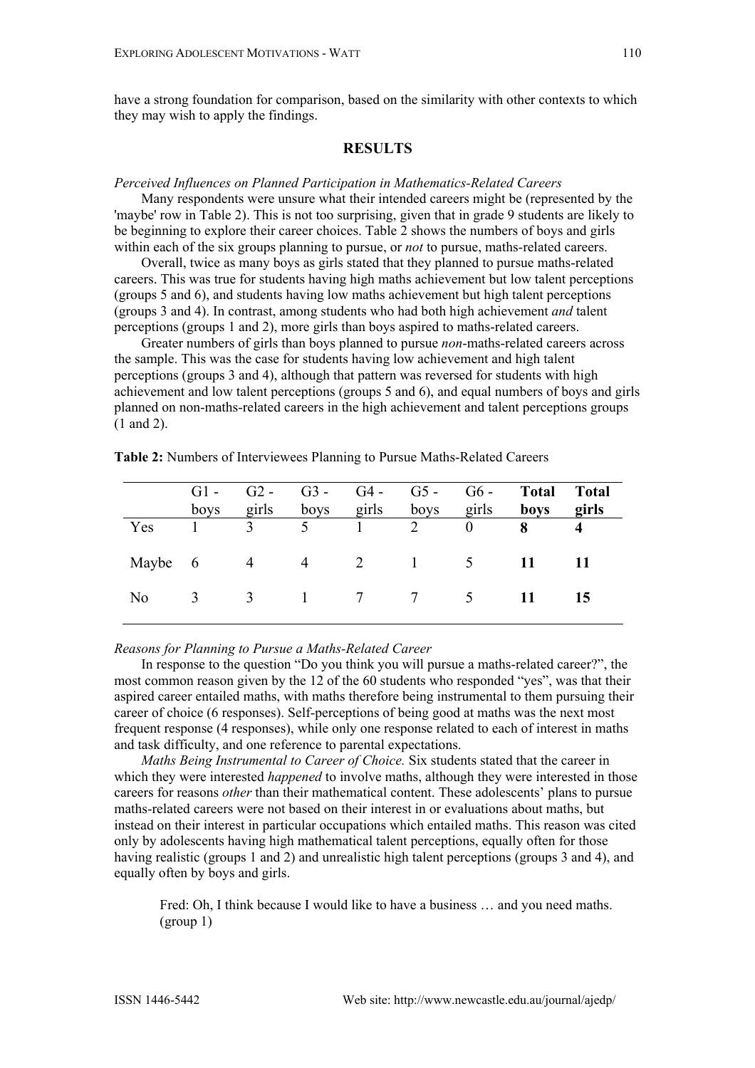have a strong foundation for comparison, based on the similarity with other contexts to which they may wish to apply the findings.

## RESULTS

*Perceived Influences on Planned Participation in Mathematics-Related Careers*

Many respondents were unsure what their intended careers might be (represented by the 'maybe' row in Table 2). This is not too surprising, given that in grade 9 students are likely to be beginning to explore their career choices. Table 2 shows the numbers of boys and girls within each of the six groups planning to pursue, or *not* to pursue, maths-related careers.

Overall, twice as many boys as girls stated that they planned to pursue maths-related careers. This was true for students having high maths achievement but low talent perceptions (groups 5 and 6), and students having low maths achievement but high talent perceptions (groups 3 and 4). In contrast, among students who had both high achievement *and* talent perceptions (groups 1 and 2), more girls than boys aspired to maths-related careers.

Greater numbers of girls than boys planned to pursue *non*-maths-related careers across the sample. This was the case for students having low achievement and high talent perceptions (groups 3 and 4), although that pattern was reversed for students with high achievement and low talent perceptions (groups 5 and 6), and equal numbers of boys and girls planned on non-maths-related careers in the high achievement and talent perceptions groups (1 and 2).

**Table 2:** Numbers of Interviewees Planning to Pursue Maths-Related Careers

| | G1 - boys | G2 - girls | G3 - boys | G4 - girls | G5 - boys | G6 - girls | **Total boys** | **Total girls** |
|---|---|---|---|---|---|---|---|---|
| Yes | 1 | 3 | 5 | 1 | 2 | 0 | **8** | **4** |
| Maybe | 6 | 4 | 4 | 2 | 1 | 5 | **11** | **11** |
| No | 3 | 3 | 1 | 7 | 7 | 5 | **11** | **15** |

*Reasons for Planning to Pursue a Maths-Related Career*

In response to the question "Do you think you will pursue a maths-related career?", the most common reason given by the 12 of the 60 students who responded "yes", was that their aspired career entailed maths, with maths therefore being instrumental to them pursuing their career of choice (6 responses). Self-perceptions of being good at maths was the next most frequent response (4 responses), while only one response related to each of interest in maths and task difficulty, and one reference to parental expectations.

*Maths Being Instrumental to Career of Choice.* Six students stated that the career in which they were interested *happened* to involve maths, although they were interested in those careers for reasons *other* than their mathematical content. These adolescents' plans to pursue maths-related careers were not based on their interest in or evaluations about maths, but instead on their interest in particular occupations which entailed maths. This reason was cited only by adolescents having high mathematical talent perceptions, equally often for those having realistic (groups 1 and 2) and unrealistic high talent perceptions (groups 3 and 4), and equally often by boys and girls.

> Fred: Oh, I think because I would like to have a business … and you need maths. (group 1)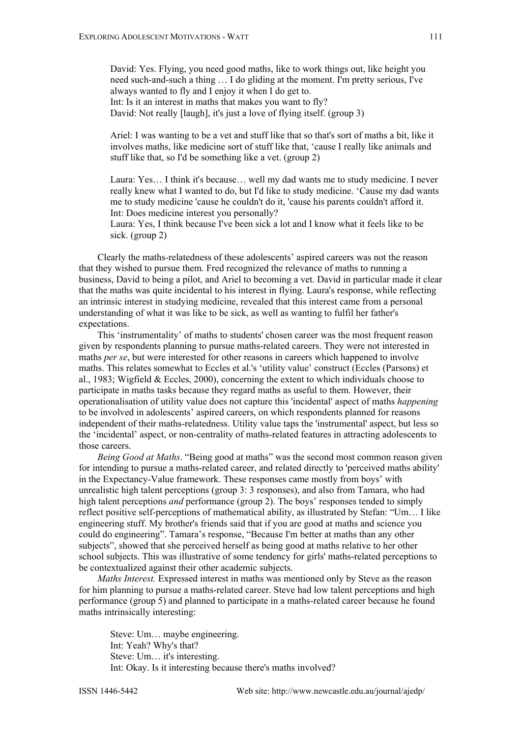David: Yes. Flying, you need good maths, like to work things out, like height you need such-and-such a thing … I do gliding at the moment. I'm pretty serious, I've always wanted to fly and I enjoy it when I do get to.
Int: Is it an interest in maths that makes you want to fly?
David: Not really [laugh], it's just a love of flying itself. (group 3)

Ariel: I was wanting to be a vet and stuff like that so that's sort of maths a bit, like it involves maths, like medicine sort of stuff like that, 'cause I really like animals and stuff like that, so I'd be something like a vet. (group 2)

Laura: Yes… I think it's because… well my dad wants me to study medicine. I never really knew what I wanted to do, but I'd like to study medicine. 'Cause my dad wants me to study medicine 'cause he couldn't do it, 'cause his parents couldn't afford it.
Int: Does medicine interest you personally?
Laura: Yes, I think because I've been sick a lot and I know what it feels like to be sick. (group 2)

Clearly the maths-relatedness of these adolescents' aspired careers was not the reason that they wished to pursue them. Fred recognized the relevance of maths to running a business, David to being a pilot, and Ariel to becoming a vet. David in particular made it clear that the maths was quite incidental to his interest in flying. Laura's response, while reflecting an intrinsic interest in studying medicine, revealed that this interest came from a personal understanding of what it was like to be sick, as well as wanting to fulfil her father's expectations.

This 'instrumentality' of maths to students' chosen career was the most frequent reason given by respondents planning to pursue maths-related careers. They were not interested in maths *per se*, but were interested for other reasons in careers which happened to involve maths. This relates somewhat to Eccles et al.'s 'utility value' construct (Eccles (Parsons) et al., 1983; Wigfield & Eccles, 2000), concerning the extent to which individuals choose to participate in maths tasks because they regard maths as useful to them. However, their operationalisation of utility value does not capture this 'incidental' aspect of maths *happening* to be involved in adolescents' aspired careers, on which respondents planned for reasons independent of their maths-relatedness. Utility value taps the 'instrumental' aspect, but less so the 'incidental' aspect, or non-centrality of maths-related features in attracting adolescents to those careers.

*Being Good at Maths*. "Being good at maths" was the second most common reason given for intending to pursue a maths-related career, and related directly to 'perceived maths ability' in the Expectancy-Value framework. These responses came mostly from boys' with unrealistic high talent perceptions (group 3: 3 responses), and also from Tamara, who had high talent perceptions *and* performance (group 2). The boys' responses tended to simply reflect positive self-perceptions of mathematical ability, as illustrated by Stefan: "Um… I like engineering stuff. My brother's friends said that if you are good at maths and science you could do engineering". Tamara's response, "Because I'm better at maths than any other subjects", showed that she perceived herself as being good at maths relative to her other school subjects. This was illustrative of some tendency for girls' maths-related perceptions to be contextualized against their other academic subjects.

*Maths Interest.* Expressed interest in maths was mentioned only by Steve as the reason for him planning to pursue a maths-related career. Steve had low talent perceptions and high performance (group 5) and planned to participate in a maths-related career because he found maths intrinsically interesting:

Steve: Um… maybe engineering.
Int: Yeah? Why's that?
Steve: Um… it's interesting.
Int: Okay. Is it interesting because there's maths involved?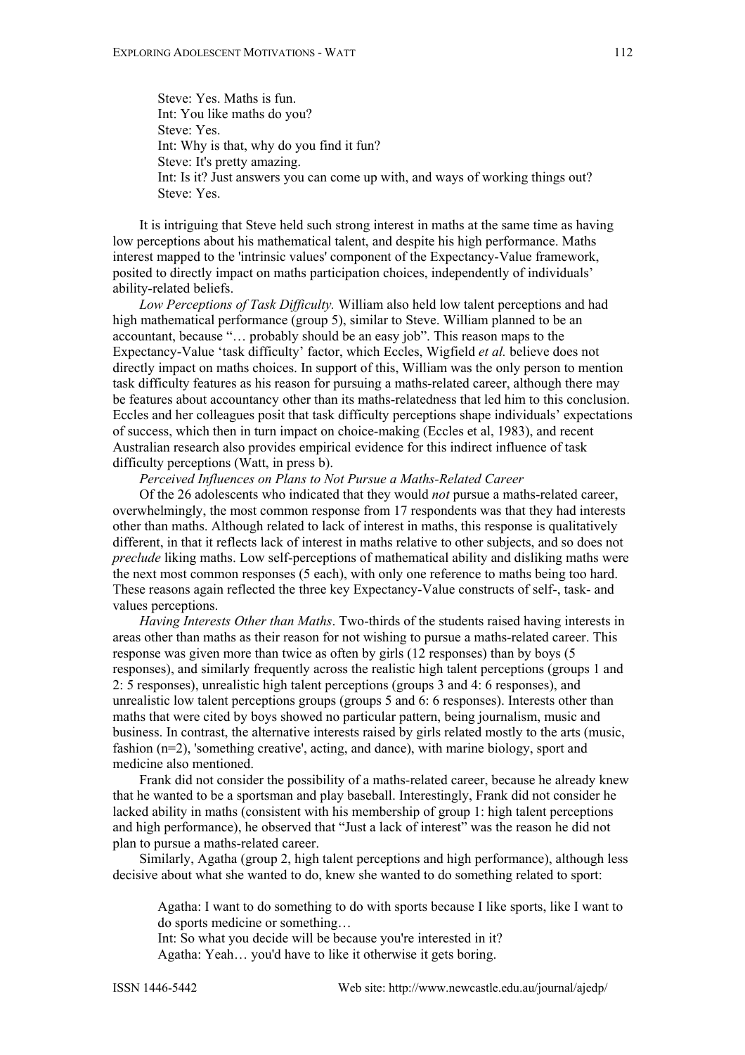> Steve: Yes. Maths is fun.
> Int: You like maths do you?
> Steve: Yes.
> Int: Why is that, why do you find it fun?
> Steve: It's pretty amazing.
> Int: Is it? Just answers you can come up with, and ways of working things out?
> Steve: Yes.

It is intriguing that Steve held such strong interest in maths at the same time as having low perceptions about his mathematical talent, and despite his high performance. Maths interest mapped to the 'intrinsic values' component of the Expectancy-Value framework, posited to directly impact on maths participation choices, independently of individuals' ability-related beliefs.

*Low Perceptions of Task Difficulty.* William also held low talent perceptions and had high mathematical performance (group 5), similar to Steve. William planned to be an accountant, because "… probably should be an easy job". This reason maps to the Expectancy-Value 'task difficulty' factor, which Eccles, Wigfield *et al.* believe does not directly impact on maths choices. In support of this, William was the only person to mention task difficulty features as his reason for pursuing a maths-related career, although there may be features about accountancy other than its maths-relatedness that led him to this conclusion. Eccles and her colleagues posit that task difficulty perceptions shape individuals' expectations of success, which then in turn impact on choice-making (Eccles et al, 1983), and recent Australian research also provides empirical evidence for this indirect influence of task difficulty perceptions (Watt, in press b).

*Perceived Influences on Plans to Not Pursue a Maths-Related Career*

Of the 26 adolescents who indicated that they would *not* pursue a maths-related career, overwhelmingly, the most common response from 17 respondents was that they had interests other than maths. Although related to lack of interest in maths, this response is qualitatively different, in that it reflects lack of interest in maths relative to other subjects, and so does not *preclude* liking maths. Low self-perceptions of mathematical ability and disliking maths were the next most common responses (5 each), with only one reference to maths being too hard. These reasons again reflected the three key Expectancy-Value constructs of self-, task- and values perceptions.

*Having Interests Other than Maths*. Two-thirds of the students raised having interests in areas other than maths as their reason for not wishing to pursue a maths-related career. This response was given more than twice as often by girls (12 responses) than by boys (5 responses), and similarly frequently across the realistic high talent perceptions (groups 1 and 2: 5 responses), unrealistic high talent perceptions (groups 3 and 4: 6 responses), and unrealistic low talent perceptions groups (groups 5 and 6: 6 responses). Interests other than maths that were cited by boys showed no particular pattern, being journalism, music and business. In contrast, the alternative interests raised by girls related mostly to the arts (music, fashion (n=2), 'something creative', acting, and dance), with marine biology, sport and medicine also mentioned.

Frank did not consider the possibility of a maths-related career, because he already knew that he wanted to be a sportsman and play baseball. Interestingly, Frank did not consider he lacked ability in maths (consistent with his membership of group 1: high talent perceptions and high performance), he observed that "Just a lack of interest" was the reason he did not plan to pursue a maths-related career.

Similarly, Agatha (group 2, high talent perceptions and high performance), although less decisive about what she wanted to do, knew she wanted to do something related to sport:

> Agatha: I want to do something to do with sports because I like sports, like I want to do sports medicine or something…
> Int: So what you decide will be because you're interested in it?
> Agatha: Yeah… you'd have to like it otherwise it gets boring.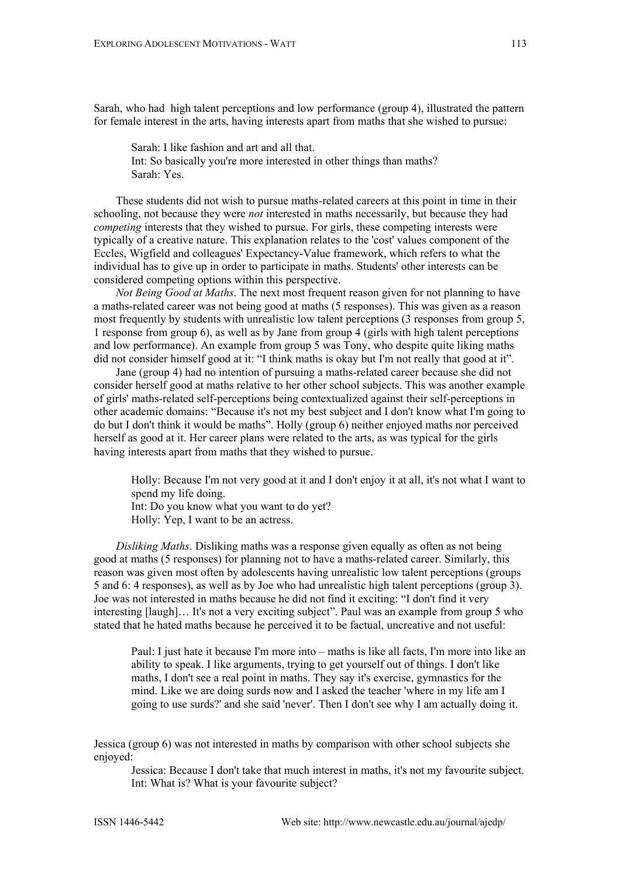Sarah, who had high talent perceptions and low performance (group 4), illustrated the pattern for female interest in the arts, having interests apart from maths that she wished to pursue:

> Sarah: I like fashion and art and all that.
> Int: So basically you're more interested in other things than maths?
> Sarah: Yes.

These students did not wish to pursue maths-related careers at this point in time in their schooling, not because they were *not* interested in maths necessarily, but because they had *competing* interests that they wished to pursue. For girls, these competing interests were typically of a creative nature. This explanation relates to the 'cost' values component of the Eccles, Wigfield and colleagues' Expectancy-Value framework, which refers to what the individual has to give up in order to participate in maths. Students' other interests can be considered competing options within this perspective.

*Not Being Good at Maths*. The next most frequent reason given for not planning to have a maths-related career was not being good at maths (5 responses). This was given as a reason most frequently by students with unrealistic low talent perceptions (3 responses from group 5, 1 response from group 6), as well as by Jane from group 4 (girls with high talent perceptions and low performance). An example from group 5 was Tony, who despite quite liking maths did not consider himself good at it: "I think maths is okay but I'm not really that good at it".

Jane (group 4) had no intention of pursuing a maths-related career because she did not consider herself good at maths relative to her other school subjects. This was another example of girls' maths-related self-perceptions being contextualized against their self-perceptions in other academic domains: "Because it's not my best subject and I don't know what I'm going to do but I don't think it would be maths". Holly (group 6) neither enjoyed maths nor perceived herself as good at it. Her career plans were related to the arts, as was typical for the girls having interests apart from maths that they wished to pursue.

> Holly: Because I'm not very good at it and I don't enjoy it at all, it's not what I want to spend my life doing.
> Int: Do you know what you want to do yet?
> Holly: Yep, I want to be an actress.

*Disliking Maths*. Disliking maths was a response given equally as often as not being good at maths (5 responses) for planning not to have a maths-related career. Similarly, this reason was given most often by adolescents having unrealistic low talent perceptions (groups 5 and 6: 4 responses), as well as by Joe who had unrealistic high talent perceptions (group 3). Joe was not interested in maths because he did not find it exciting: "I don't find it very interesting [laugh]… It's not a very exciting subject". Paul was an example from group 5 who stated that he hated maths because he perceived it to be factual, uncreative and not useful:

> Paul: I just hate it because I'm more into – maths is like all facts, I'm more into like an ability to speak. I like arguments, trying to get yourself out of things. I don't like maths, I don't see a real point in maths. They say it's exercise, gymnastics for the mind. Like we are doing surds now and I asked the teacher 'where in my life am I going to use surds?' and she said 'never'. Then I don't see why I am actually doing it.

Jessica (group 6) was not interested in maths by comparison with other school subjects she enjoyed:

> Jessica: Because I don't take that much interest in maths, it's not my favourite subject.
> Int: What is? What is your favourite subject?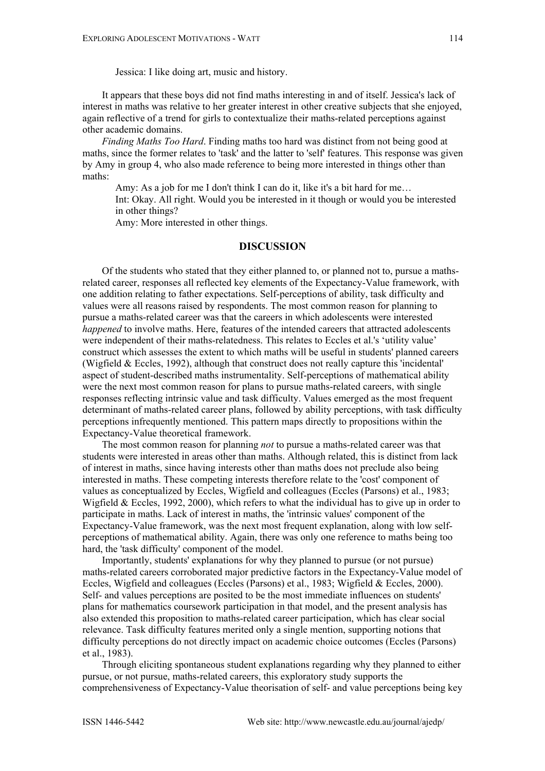Jessica: I like doing art, music and history.

It appears that these boys did not find maths interesting in and of itself. Jessica's lack of interest in maths was relative to her greater interest in other creative subjects that she enjoyed, again reflective of a trend for girls to contextualize their maths-related perceptions against other academic domains.

*Finding Maths Too Hard*. Finding maths too hard was distinct from not being good at maths, since the former relates to 'task' and the latter to 'self' features. This response was given by Amy in group 4, who also made reference to being more interested in things other than maths:

> Amy: As a job for me I don't think I can do it, like it's a bit hard for me…
> Int: Okay. All right. Would you be interested in it though or would you be interested in other things?
> Amy: More interested in other things.

## DISCUSSION

Of the students who stated that they either planned to, or planned not to, pursue a maths-related career, responses all reflected key elements of the Expectancy-Value framework, with one addition relating to father expectations. Self-perceptions of ability, task difficulty and values were all reasons raised by respondents. The most common reason for planning to pursue a maths-related career was that the careers in which adolescents were interested *happened* to involve maths. Here, features of the intended careers that attracted adolescents were independent of their maths-relatedness. This relates to Eccles et al.'s 'utility value' construct which assesses the extent to which maths will be useful in students' planned careers (Wigfield & Eccles, 1992), although that construct does not really capture this 'incidental' aspect of student-described maths instrumentality. Self-perceptions of mathematical ability were the next most common reason for plans to pursue maths-related careers, with single responses reflecting intrinsic value and task difficulty. Values emerged as the most frequent determinant of maths-related career plans, followed by ability perceptions, with task difficulty perceptions infrequently mentioned. This pattern maps directly to propositions within the Expectancy-Value theoretical framework.

The most common reason for planning *not* to pursue a maths-related career was that students were interested in areas other than maths. Although related, this is distinct from lack of interest in maths, since having interests other than maths does not preclude also being interested in maths. These competing interests therefore relate to the 'cost' component of values as conceptualized by Eccles, Wigfield and colleagues (Eccles (Parsons) et al., 1983; Wigfield & Eccles, 1992, 2000), which refers to what the individual has to give up in order to participate in maths. Lack of interest in maths, the 'intrinsic values' component of the Expectancy-Value framework, was the next most frequent explanation, along with low self-perceptions of mathematical ability. Again, there was only one reference to maths being too hard, the 'task difficulty' component of the model.

Importantly, students' explanations for why they planned to pursue (or not pursue) maths-related careers corroborated major predictive factors in the Expectancy-Value model of Eccles, Wigfield and colleagues (Eccles (Parsons) et al., 1983; Wigfield & Eccles, 2000). Self- and values perceptions are posited to be the most immediate influences on students' plans for mathematics coursework participation in that model, and the present analysis has also extended this proposition to maths-related career participation, which has clear social relevance. Task difficulty features merited only a single mention, supporting notions that difficulty perceptions do not directly impact on academic choice outcomes (Eccles (Parsons) et al., 1983).

Through eliciting spontaneous student explanations regarding why they planned to either pursue, or not pursue, maths-related careers, this exploratory study supports the comprehensiveness of Expectancy-Value theorisation of self- and value perceptions being key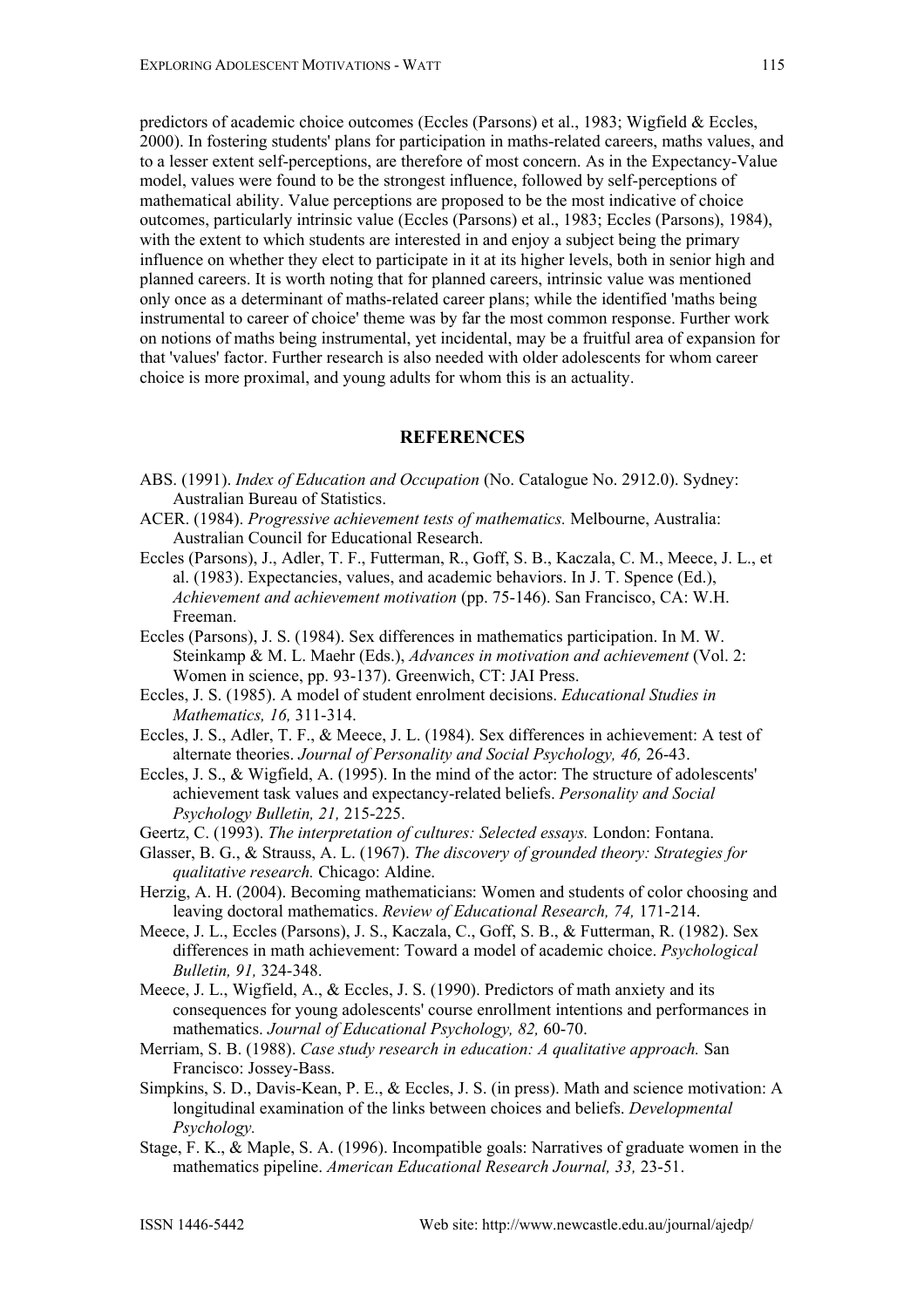predictors of academic choice outcomes (Eccles (Parsons) et al., 1983; Wigfield & Eccles, 2000). In fostering students' plans for participation in maths-related careers, maths values, and to a lesser extent self-perceptions, are therefore of most concern. As in the Expectancy-Value model, values were found to be the strongest influence, followed by self-perceptions of mathematical ability. Value perceptions are proposed to be the most indicative of choice outcomes, particularly intrinsic value (Eccles (Parsons) et al., 1983; Eccles (Parsons), 1984), with the extent to which students are interested in and enjoy a subject being the primary influence on whether they elect to participate in it at its higher levels, both in senior high and planned careers. It is worth noting that for planned careers, intrinsic value was mentioned only once as a determinant of maths-related career plans; while the identified 'maths being instrumental to career of choice' theme was by far the most common response. Further work on notions of maths being instrumental, yet incidental, may be a fruitful area of expansion for that 'values' factor. Further research is also needed with older adolescents for whom career choice is more proximal, and young adults for whom this is an actuality.

## REFERENCES

ABS. (1991). *Index of Education and Occupation* (No. Catalogue No. 2912.0). Sydney: Australian Bureau of Statistics.

ACER. (1984). *Progressive achievement tests of mathematics.* Melbourne, Australia: Australian Council for Educational Research.

Eccles (Parsons), J., Adler, T. F., Futterman, R., Goff, S. B., Kaczala, C. M., Meece, J. L., et al. (1983). Expectancies, values, and academic behaviors. In J. T. Spence (Ed.), *Achievement and achievement motivation* (pp. 75-146). San Francisco, CA: W.H. Freeman.

Eccles (Parsons), J. S. (1984). Sex differences in mathematics participation. In M. W. Steinkamp & M. L. Maehr (Eds.), *Advances in motivation and achievement* (Vol. 2: Women in science, pp. 93-137). Greenwich, CT: JAI Press.

Eccles, J. S. (1985). A model of student enrolment decisions. *Educational Studies in Mathematics, 16,* 311-314.

Eccles, J. S., Adler, T. F., & Meece, J. L. (1984). Sex differences in achievement: A test of alternate theories. *Journal of Personality and Social Psychology, 46,* 26-43.

Eccles, J. S., & Wigfield, A. (1995). In the mind of the actor: The structure of adolescents' achievement task values and expectancy-related beliefs. *Personality and Social Psychology Bulletin, 21,* 215-225.

Geertz, C. (1993). *The interpretation of cultures: Selected essays.* London: Fontana.

Glasser, B. G., & Strauss, A. L. (1967). *The discovery of grounded theory: Strategies for qualitative research.* Chicago: Aldine.

Herzig, A. H. (2004). Becoming mathematicians: Women and students of color choosing and leaving doctoral mathematics. *Review of Educational Research, 74,* 171-214.

Meece, J. L., Eccles (Parsons), J. S., Kaczala, C., Goff, S. B., & Futterman, R. (1982). Sex differences in math achievement: Toward a model of academic choice. *Psychological Bulletin, 91,* 324-348.

Meece, J. L., Wigfield, A., & Eccles, J. S. (1990). Predictors of math anxiety and its consequences for young adolescents' course enrollment intentions and performances in mathematics. *Journal of Educational Psychology, 82,* 60-70.

Merriam, S. B. (1988). *Case study research in education: A qualitative approach.* San Francisco: Jossey-Bass.

Simpkins, S. D., Davis-Kean, P. E., & Eccles, J. S. (in press). Math and science motivation: A longitudinal examination of the links between choices and beliefs. *Developmental Psychology.*

Stage, F. K., & Maple, S. A. (1996). Incompatible goals: Narratives of graduate women in the mathematics pipeline. *American Educational Research Journal, 33,* 23-51.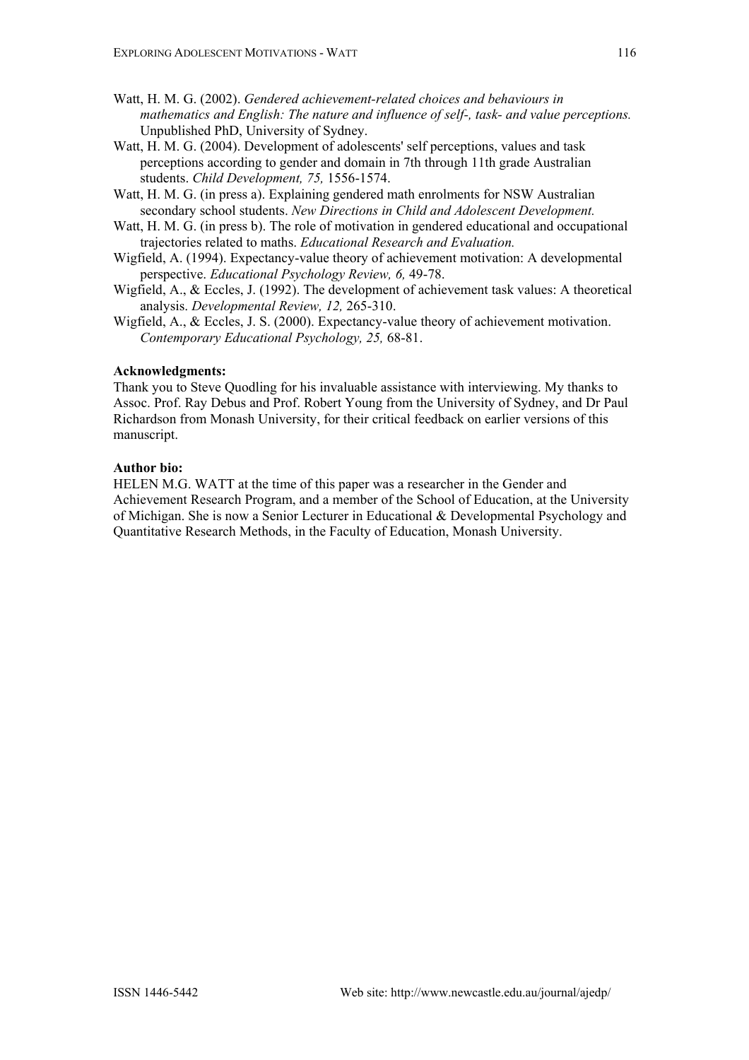Watt, H. M. G. (2002). *Gendered achievement-related choices and behaviours in mathematics and English: The nature and influence of self-, task- and value perceptions.* Unpublished PhD, University of Sydney.

Watt, H. M. G. (2004). Development of adolescents' self perceptions, values and task perceptions according to gender and domain in 7th through 11th grade Australian students. *Child Development, 75,* 1556-1574.

Watt, H. M. G. (in press a). Explaining gendered math enrolments for NSW Australian secondary school students. *New Directions in Child and Adolescent Development.*

Watt, H. M. G. (in press b). The role of motivation in gendered educational and occupational trajectories related to maths. *Educational Research and Evaluation.*

Wigfield, A. (1994). Expectancy-value theory of achievement motivation: A developmental perspective. *Educational Psychology Review, 6,* 49-78.

Wigfield, A., & Eccles, J. (1992). The development of achievement task values: A theoretical analysis. *Developmental Review, 12,* 265-310.

Wigfield, A., & Eccles, J. S. (2000). Expectancy-value theory of achievement motivation. *Contemporary Educational Psychology, 25,* 68-81.

**Acknowledgments:**

Thank you to Steve Quodling for his invaluable assistance with interviewing. My thanks to Assoc. Prof. Ray Debus and Prof. Robert Young from the University of Sydney, and Dr Paul Richardson from Monash University, for their critical feedback on earlier versions of this manuscript.

**Author bio:**

HELEN M.G. WATT at the time of this paper was a researcher in the Gender and Achievement Research Program, and a member of the School of Education, at the University of Michigan. She is now a Senior Lecturer in Educational & Developmental Psychology and Quantitative Research Methods, in the Faculty of Education, Monash University.